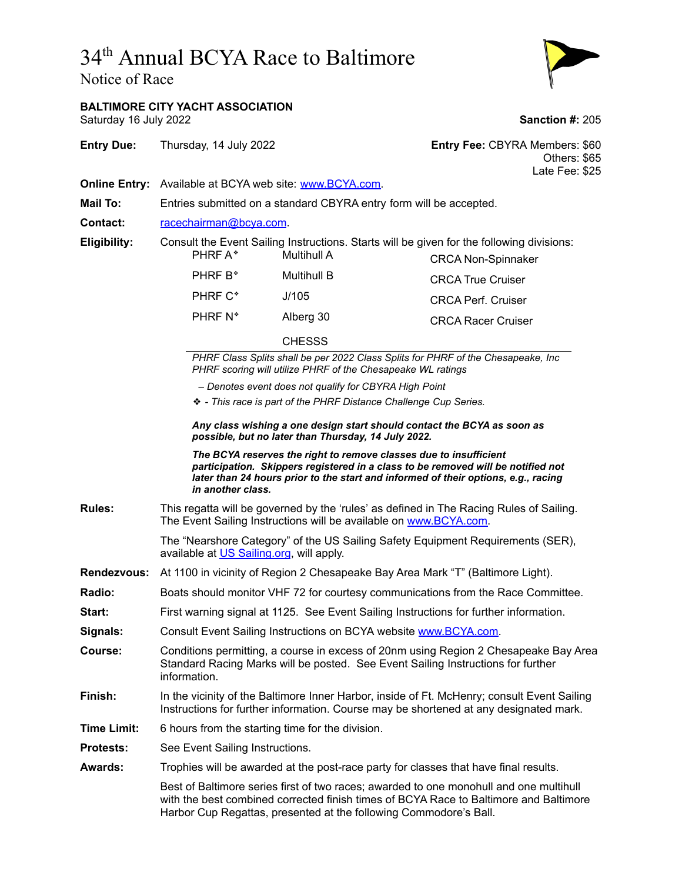# 34th Annual BCYA Race to Baltimore

Notice of Race

**BALTIMORE CITY YACHT ASSOCIATION**
Saturday 16 July 2022

**Sanction #:** 205

**Entry Due:** Thursday, 14 July 2022

**Entry Fee:** CBYRA Members: $60
Others: $65
Late Fee: $25

**Online Entry:** Available at BCYA web site: www.BCYA.com.

**Mail To:** Entries submitted on a standard CBYRA entry form will be accepted.

**Contact:** racechairman@bcya.com.

**Eligibility:** Consult the Event Sailing Instructions. Starts will be given for the following divisions:

| | | |
|---|---|---|
| PHRF A❖ | Multihull A | CRCA Non-Spinnaker |
| PHRF B❖ | Multihull B | CRCA True Cruiser |
| PHRF C❖ | J/105 | CRCA Perf. Cruiser |
| PHRF N❖ | Alberg 30 | CRCA Racer Cruiser |
| | CHESSS | |

*PHRF Class Splits shall be per 2022 Class Splits for PHRF of the Chesapeake, Inc*
*PHRF scoring will utilize PHRF of the Chesapeake WL ratings*

*– Denotes event does not qualify for CBYRA High Point*

❖ *- This race is part of the PHRF Distance Challenge Cup Series.*

***Any class wishing a one design start should contact the BCYA as soon as possible, but no later than Thursday, 14 July 2022.***

***The BCYA reserves the right to remove classes due to insufficient participation. Skippers registered in a class to be removed will be notified not later than 24 hours prior to the start and informed of their options, e.g., racing in another class.***

**Rules:** This regatta will be governed by the 'rules' as defined in The Racing Rules of Sailing. The Event Sailing Instructions will be available on www.BCYA.com.

The "Nearshore Category" of the US Sailing Safety Equipment Requirements (SER), available at US Sailing.org, will apply.

**Rendezvous:** At 1100 in vicinity of Region 2 Chesapeake Bay Area Mark "T" (Baltimore Light).

**Radio:** Boats should monitor VHF 72 for courtesy communications from the Race Committee.

**Start:** First warning signal at 1125. See Event Sailing Instructions for further information.

**Signals:** Consult Event Sailing Instructions on BCYA website www.BCYA.com.

**Course:** Conditions permitting, a course in excess of 20nm using Region 2 Chesapeake Bay Area Standard Racing Marks will be posted. See Event Sailing Instructions for further information.

**Finish:** In the vicinity of the Baltimore Inner Harbor, inside of Ft. McHenry; consult Event Sailing Instructions for further information. Course may be shortened at any designated mark.

**Time Limit:** 6 hours from the starting time for the division.

**Protests:** See Event Sailing Instructions.

**Awards:** Trophies will be awarded at the post-race party for classes that have final results.

Best of Baltimore series first of two races; awarded to one monohull and one multihull with the best combined corrected finish times of BCYA Race to Baltimore and Baltimore Harbor Cup Regattas, presented at the following Commodore's Ball.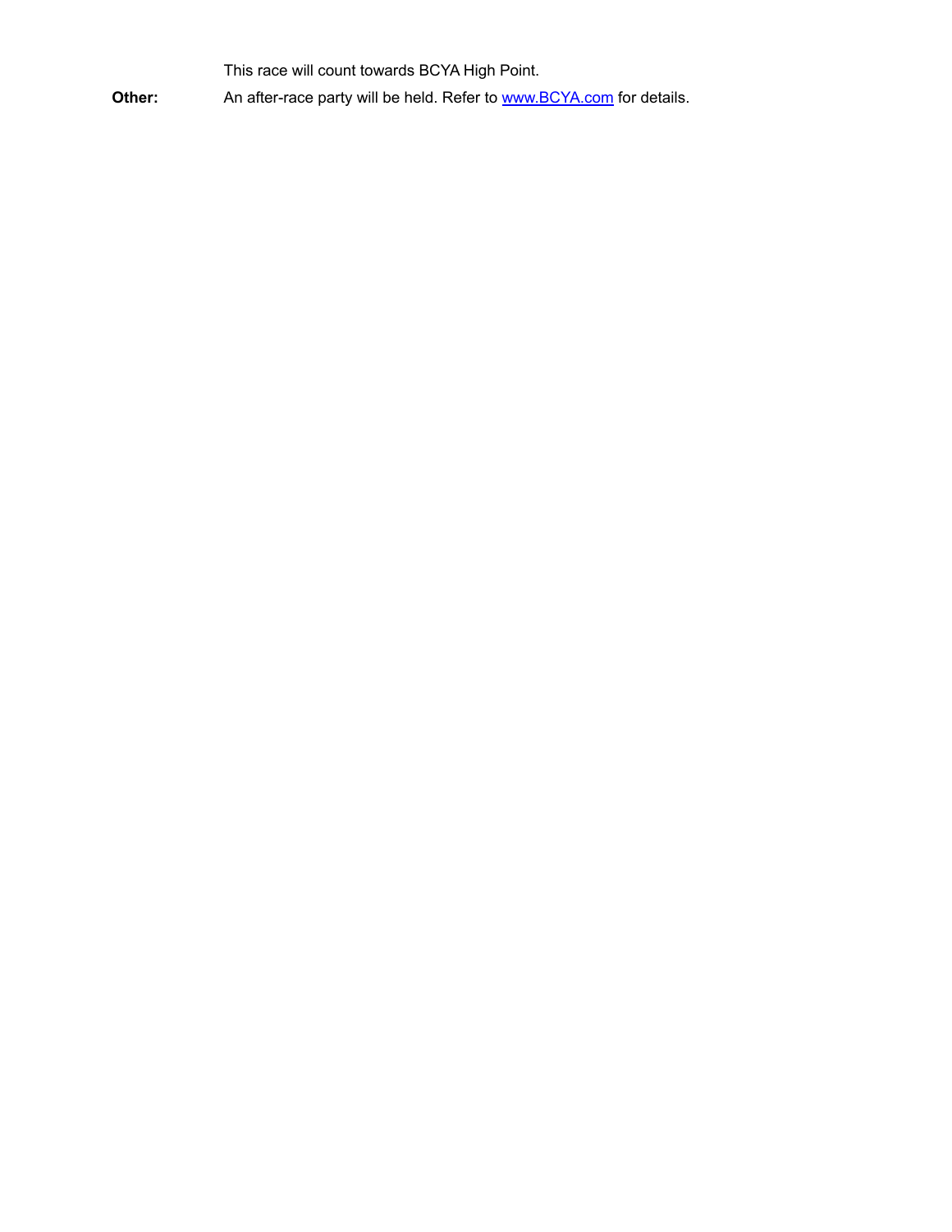This race will count towards BCYA High Point.

**Other:** An after-race party will be held. Refer to [www.BCYA.com](http://www.BCYA.com) for details.